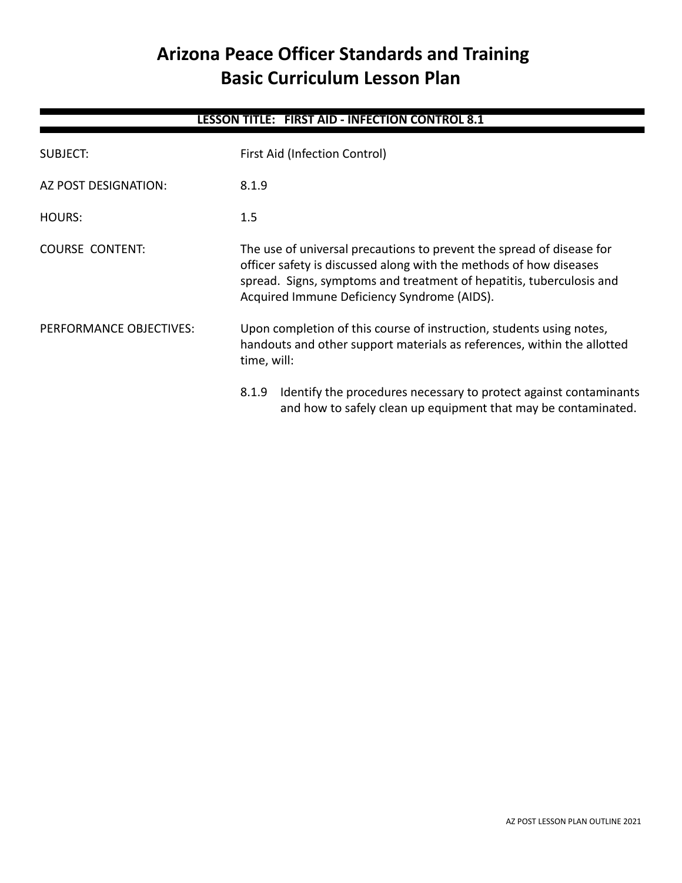# Arizona Peace Officer Standards and Training
# Basic Curriculum Lesson Plan

**LESSON TITLE: FIRST AID - INFECTION CONTROL 8.1**

SUBJECT: First Aid (Infection Control)

AZ POST DESIGNATION: 8.1.9

HOURS: 1.5

COURSE CONTENT: The use of universal precautions to prevent the spread of disease for officer safety is discussed along with the methods of how diseases spread. Signs, symptoms and treatment of hepatitis, tuberculosis and Acquired Immune Deficiency Syndrome (AIDS).

PERFORMANCE OBJECTIVES: Upon completion of this course of instruction, students using notes, handouts and other support materials as references, within the allotted time, will:

8.1.9 Identify the procedures necessary to protect against contaminants and how to safely clean up equipment that may be contaminated.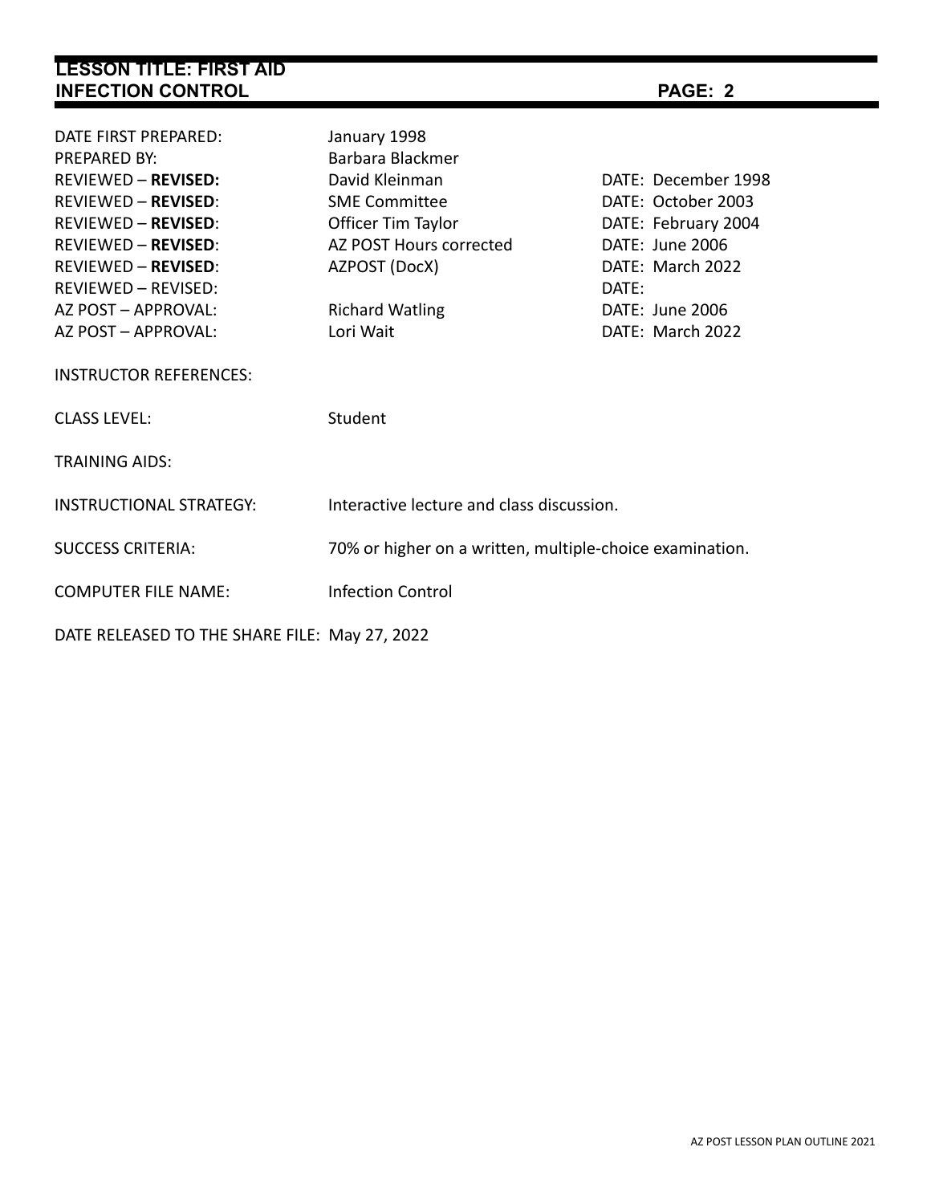| | | |
|---|---|---|
| DATE FIRST PREPARED: | January 1998 | |
| PREPARED BY: | Barbara Blackmer | |
| REVIEWED – **REVISED:** | David Kleinman | DATE: December 1998 |
| REVIEWED – **REVISED**: | SME Committee | DATE: October 2003 |
| REVIEWED – **REVISED**: | Officer Tim Taylor | DATE: February 2004 |
| REVIEWED – **REVISED**: | AZ POST Hours corrected | DATE: June 2006 |
| REVIEWED – **REVISED**: | AZPOST (DocX) | DATE: March 2022 |
| REVIEWED – REVISED: | | DATE: |
| AZ POST – APPROVAL: | Richard Watling | DATE: June 2006 |
| AZ POST – APPROVAL: | Lori Wait | DATE: March 2022 |

INSTRUCTOR REFERENCES:

CLASS LEVEL: Student

TRAINING AIDS:

INSTRUCTIONAL STRATEGY: Interactive lecture and class discussion.

SUCCESS CRITERIA: 70% or higher on a written, multiple-choice examination.

COMPUTER FILE NAME: Infection Control

DATE RELEASED TO THE SHARE FILE: May 27, 2022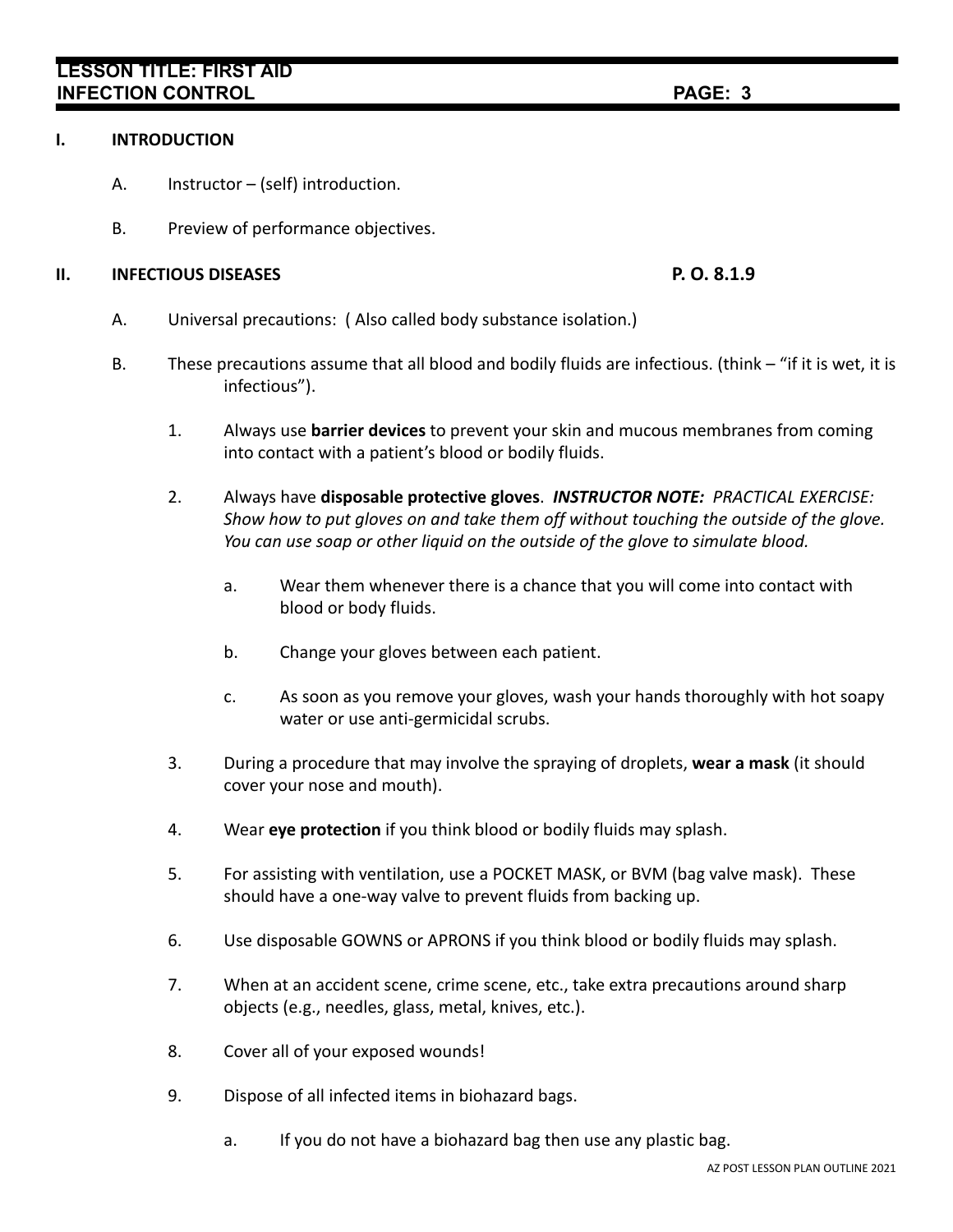## I. INTRODUCTION

A. Instructor – (self) introduction.

B. Preview of performance objectives.

## II. INFECTIOUS DISEASES — P. O. 8.1.9

A. Universal precautions: ( Also called body substance isolation.)

B. These precautions assume that all blood and bodily fluids are infectious. (think – "if it is wet, it is infectious").

1. Always use **barrier devices** to prevent your skin and mucous membranes from coming into contact with a patient's blood or bodily fluids.

2. Always have **disposable protective gloves**. ***INSTRUCTOR NOTE:*** *PRACTICAL EXERCISE: Show how to put gloves on and take them off without touching the outside of the glove. You can use soap or other liquid on the outside of the glove to simulate blood.*

   a. Wear them whenever there is a chance that you will come into contact with blood or body fluids.

   b. Change your gloves between each patient.

   c. As soon as you remove your gloves, wash your hands thoroughly with hot soapy water or use anti-germicidal scrubs.

3. During a procedure that may involve the spraying of droplets, **wear a mask** (it should cover your nose and mouth).

4. Wear **eye protection** if you think blood or bodily fluids may splash.

5. For assisting with ventilation, use a POCKET MASK, or BVM (bag valve mask). These should have a one-way valve to prevent fluids from backing up.

6. Use disposable GOWNS or APRONS if you think blood or bodily fluids may splash.

7. When at an accident scene, crime scene, etc., take extra precautions around sharp objects (e.g., needles, glass, metal, knives, etc.).

8. Cover all of your exposed wounds!

9. Dispose of all infected items in biohazard bags.

   a. If you do not have a biohazard bag then use any plastic bag.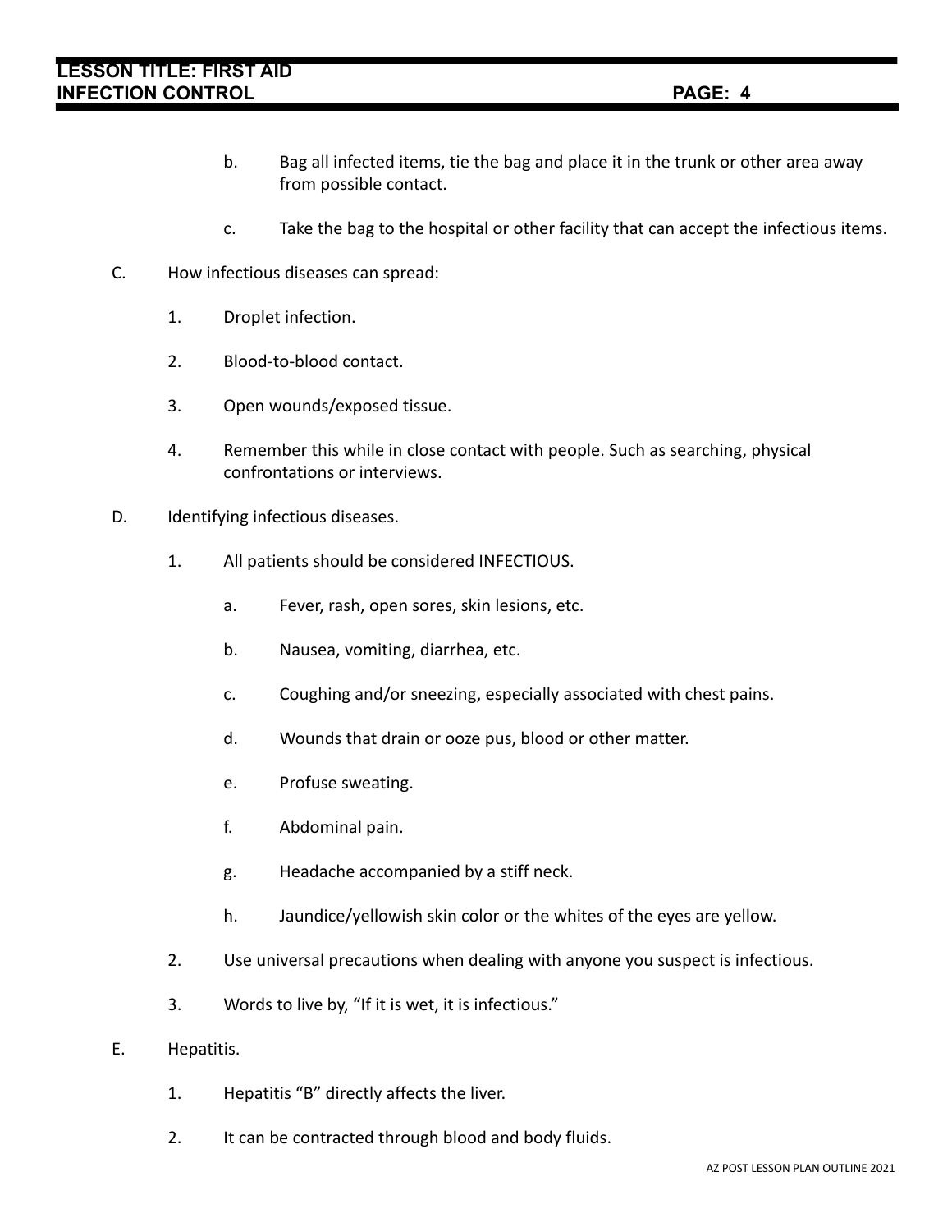b. Bag all infected items, tie the bag and place it in the trunk or other area away from possible contact.

c. Take the bag to the hospital or other facility that can accept the infectious items.

C. How infectious diseases can spread:

1. Droplet infection.

2. Blood-to-blood contact.

3. Open wounds/exposed tissue.

4. Remember this while in close contact with people. Such as searching, physical confrontations or interviews.

D. Identifying infectious diseases.

1. All patients should be considered INFECTIOUS.

    a. Fever, rash, open sores, skin lesions, etc.

    b. Nausea, vomiting, diarrhea, etc.

    c. Coughing and/or sneezing, especially associated with chest pains.

    d. Wounds that drain or ooze pus, blood or other matter.

    e. Profuse sweating.

    f. Abdominal pain.

    g. Headache accompanied by a stiff neck.

    h. Jaundice/yellowish skin color or the whites of the eyes are yellow.

2. Use universal precautions when dealing with anyone you suspect is infectious.

3. Words to live by, "If it is wet, it is infectious."

E. Hepatitis.

1. Hepatitis "B" directly affects the liver.

2. It can be contracted through blood and body fluids.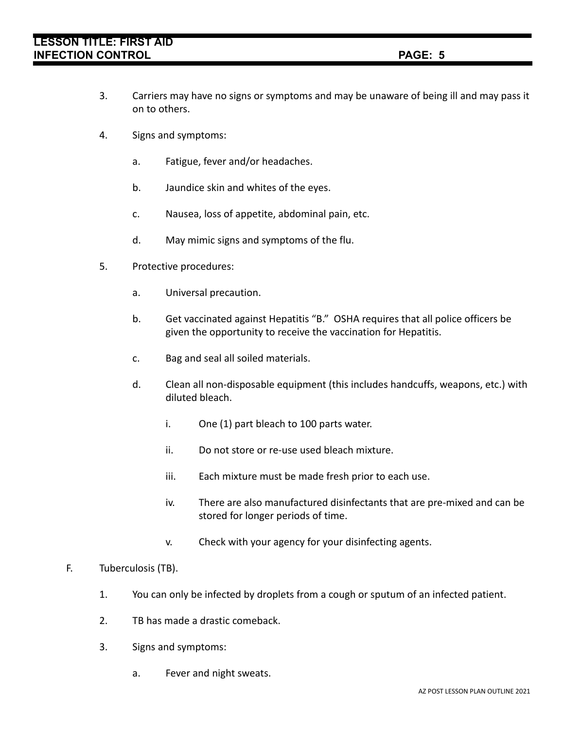3. Carriers may have no signs or symptoms and may be unaware of being ill and may pass it on to others.

4. Signs and symptoms:

   a. Fatigue, fever and/or headaches.

   b. Jaundice skin and whites of the eyes.

   c. Nausea, loss of appetite, abdominal pain, etc.

   d. May mimic signs and symptoms of the flu.

5. Protective procedures:

   a. Universal precaution.

   b. Get vaccinated against Hepatitis “B.” OSHA requires that all police officers be given the opportunity to receive the vaccination for Hepatitis.

   c. Bag and seal all soiled materials.

   d. Clean all non-disposable equipment (this includes handcuffs, weapons, etc.) with diluted bleach.

      i. One (1) part bleach to 100 parts water.

      ii. Do not store or re-use used bleach mixture.

      iii. Each mixture must be made fresh prior to each use.

      iv. There are also manufactured disinfectants that are pre-mixed and can be stored for longer periods of time.

      v. Check with your agency for your disinfecting agents.

F. Tuberculosis (TB).

1. You can only be infected by droplets from a cough or sputum of an infected patient.

2. TB has made a drastic comeback.

3. Signs and symptoms:

   a. Fever and night sweats.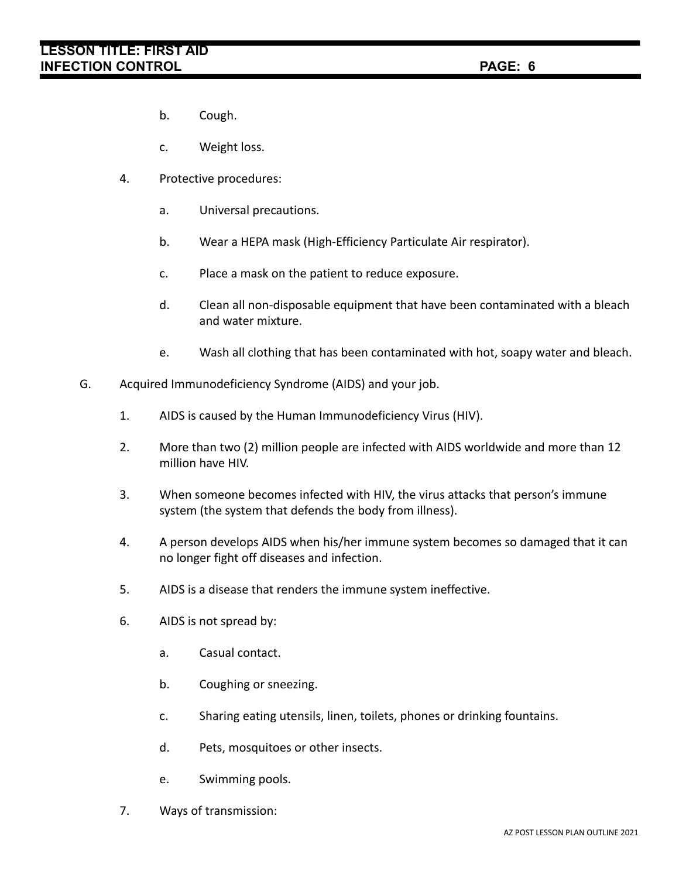b. Cough.

c. Weight loss.

4. Protective procedures:

   a. Universal precautions.

   b. Wear a HEPA mask (High-Efficiency Particulate Air respirator).

   c. Place a mask on the patient to reduce exposure.

   d. Clean all non-disposable equipment that have been contaminated with a bleach and water mixture.

   e. Wash all clothing that has been contaminated with hot, soapy water and bleach.

G. Acquired Immunodeficiency Syndrome (AIDS) and your job.

1. AIDS is caused by the Human Immunodeficiency Virus (HIV).

2. More than two (2) million people are infected with AIDS worldwide and more than 12 million have HIV.

3. When someone becomes infected with HIV, the virus attacks that person's immune system (the system that defends the body from illness).

4. A person develops AIDS when his/her immune system becomes so damaged that it can no longer fight off diseases and infection.

5. AIDS is a disease that renders the immune system ineffective.

6. AIDS is not spread by:

   a. Casual contact.

   b. Coughing or sneezing.

   c. Sharing eating utensils, linen, toilets, phones or drinking fountains.

   d. Pets, mosquitoes or other insects.

   e. Swimming pools.

7. Ways of transmission: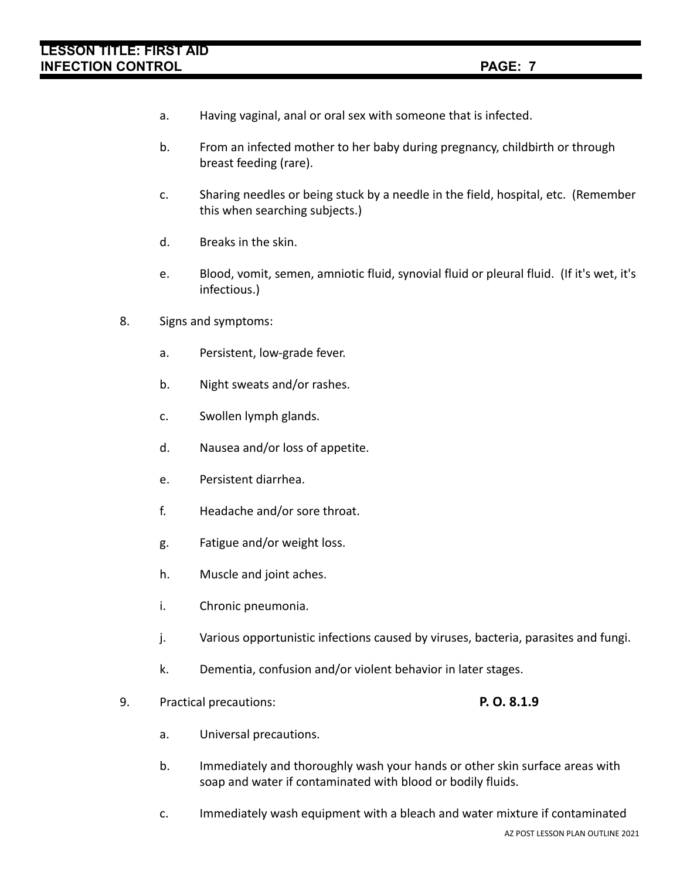a. Having vaginal, anal or oral sex with someone that is infected.

b. From an infected mother to her baby during pregnancy, childbirth or through breast feeding (rare).

c. Sharing needles or being stuck by a needle in the field, hospital, etc. (Remember this when searching subjects.)

d. Breaks in the skin.

e. Blood, vomit, semen, amniotic fluid, synovial fluid or pleural fluid. (If it's wet, it's infectious.)

8. Signs and symptoms:

   a. Persistent, low-grade fever.

   b. Night sweats and/or rashes.

   c. Swollen lymph glands.

   d. Nausea and/or loss of appetite.

   e. Persistent diarrhea.

   f. Headache and/or sore throat.

   g. Fatigue and/or weight loss.

   h. Muscle and joint aches.

   i. Chronic pneumonia.

   j. Various opportunistic infections caused by viruses, bacteria, parasites and fungi.

   k. Dementia, confusion and/or violent behavior in later stages.

9. Practical precautions: **P. O. 8.1.9**

   a. Universal precautions.

   b. Immediately and thoroughly wash your hands or other skin surface areas with soap and water if contaminated with blood or bodily fluids.

   c. Immediately wash equipment with a bleach and water mixture if contaminated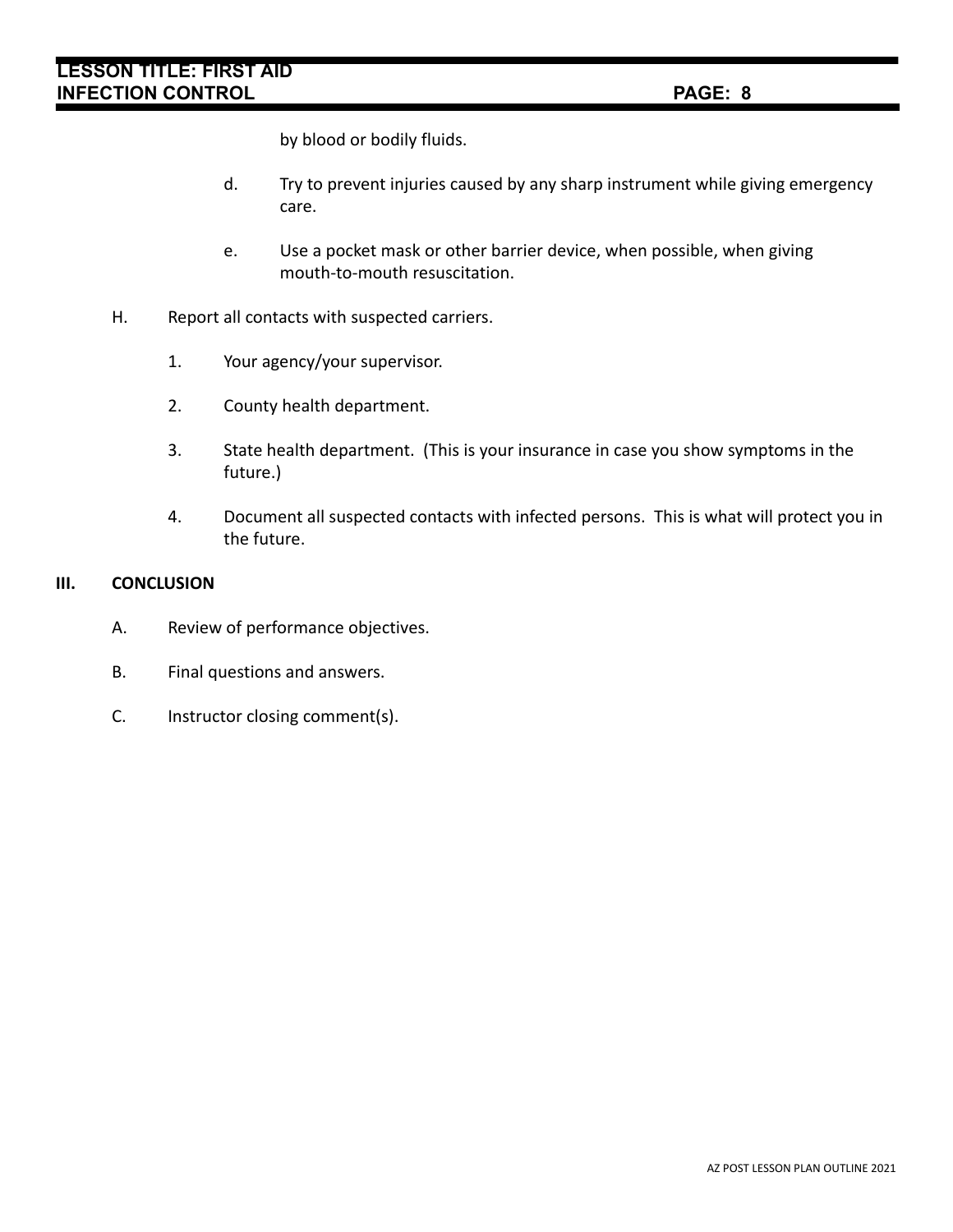by blood or bodily fluids.

d. Try to prevent injuries caused by any sharp instrument while giving emergency care.

e. Use a pocket mask or other barrier device, when possible, when giving mouth-to-mouth resuscitation.

H. Report all contacts with suspected carriers.

1. Your agency/your supervisor.

2. County health department.

3. State health department. (This is your insurance in case you show symptoms in the future.)

4. Document all suspected contacts with infected persons. This is what will protect you in the future.

## III. CONCLUSION

A. Review of performance objectives.

B. Final questions and answers.

C. Instructor closing comment(s).